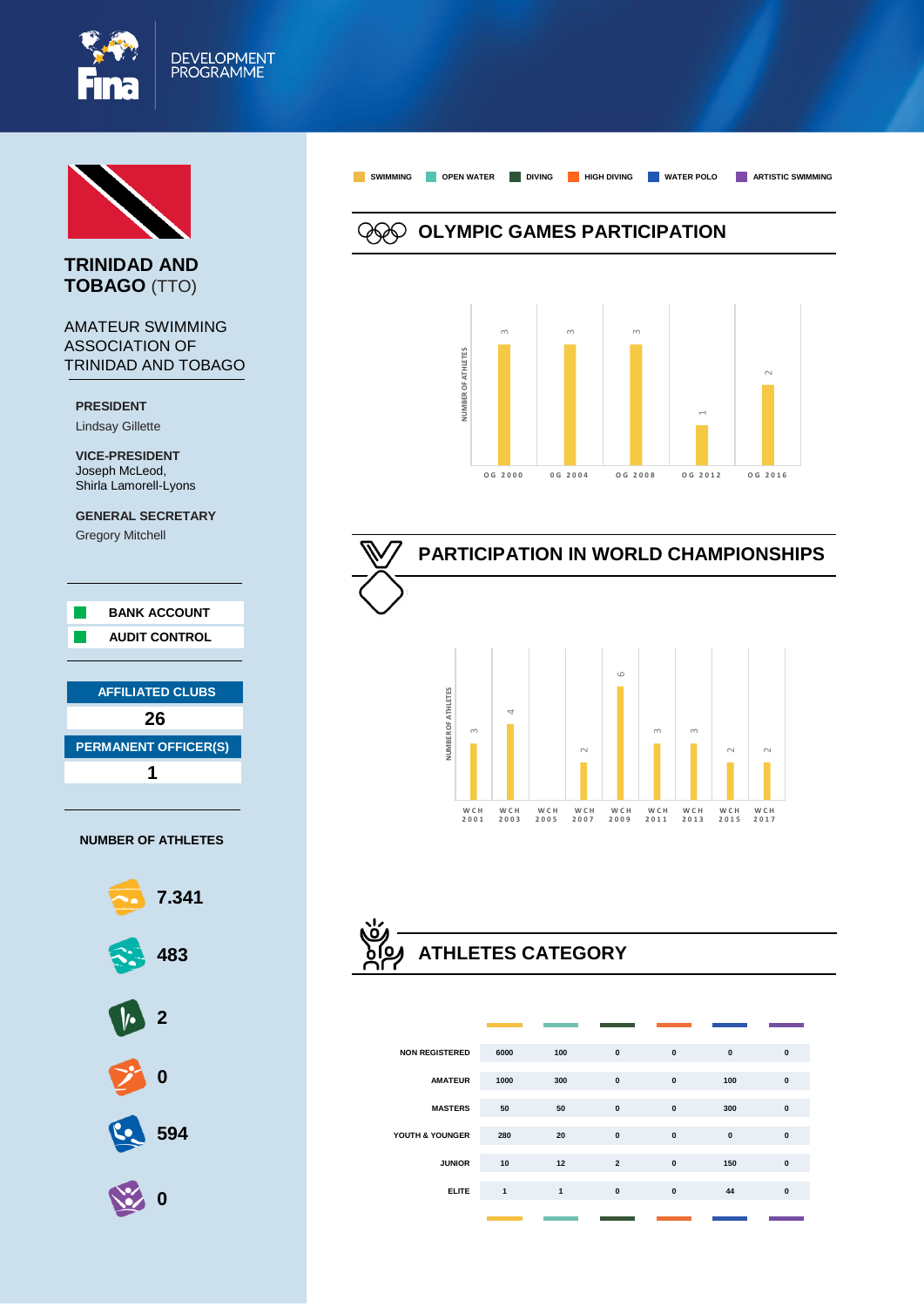FINA DEVELOPMENT PROGRAMME

# TRINIDAD AND TOBAGO (TTO)

## AMATEUR SWIMMING ASSOCIATION OF TRINIDAD AND TOBAGO

**PRESIDENT**
Lindsay Gillette

**VICE-PRESIDENT**
Joseph McLeod,
Shirla Lamorell-Lyons

**GENERAL SECRETARY**
Gregory Mitchell

**BANK ACCOUNT**
**AUDIT CONTROL**

| AFFILIATED CLUBS |
|---|
| 26 |

| PERMANENT OFFICER(S) |
|---|
| 1 |

**NUMBER OF ATHLETES**

| Discipline | Number |
|---|---|
| Swimming | 7.341 |
| Open Water | 483 |
| Diving | 2 |
| High Diving | 0 |
| Water Polo | 594 |
| Artistic Swimming | 0 |

SWIMMING | OPEN WATER | DIVING | HIGH DIVING | WATER POLO | ARTISTIC SWIMMING

## OLYMPIC GAMES PARTICIPATION

Number of athletes (Swimming):

| OG 2000 | OG 2004 | OG 2008 | OG 2012 | OG 2016 |
|---|---|---|---|---|
| 3 | 3 | 3 | 1 | 2 |

## PARTICIPATION IN WORLD CHAMPIONSHIPS

Number of athletes (Swimming):

| WCH 2001 | WCH 2003 | WCH 2005 | WCH 2007 | WCH 2009 | WCH 2011 | WCH 2013 | WCH 2015 | WCH 2017 |
|---|---|---|---|---|---|---|---|---|
| 3 | 4 | | 2 | 6 | 3 | 3 | 2 | 2 |

## ATHLETES CATEGORY

| | Swimming | Open Water | Diving | High Diving | Water Polo | Artistic Swimming |
|---|---|---|---|---|---|---|
| NON REGISTERED | 6000 | 100 | 0 | 0 | 0 | 0 |
| AMATEUR | 1000 | 300 | 0 | 0 | 100 | 0 |
| MASTERS | 50 | 50 | 0 | 0 | 300 | 0 |
| YOUTH & YOUNGER | 280 | 20 | 0 | 0 | 0 | 0 |
| JUNIOR | 10 | 12 | 2 | 0 | 150 | 0 |
| ELITE | 1 | 1 | 0 | 0 | 44 | 0 |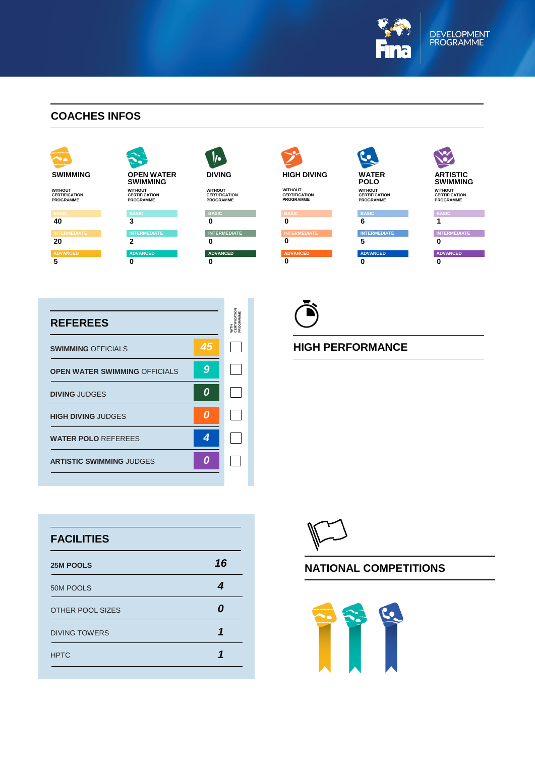DEVELOPMENT PROGRAMME

## COACHES INFOS

| | SWIMMING | OPEN WATER SWIMMING | DIVING | HIGH DIVING | WATER POLO | ARTISTIC SWIMMING |
|---|---|---|---|---|---|---|
| | WITHOUT CERTIFICATION PROGRAMME | WITHOUT CERTIFICATION PROGRAMME | WITHOUT CERTIFICATION PROGRAMME | WITHOUT CERTIFICATION PROGRAMME | WITHOUT CERTIFICATION PROGRAMME | WITHOUT CERTIFICATION PROGRAMME |
| BASIC | 40 | 3 | 0 | 0 | 6 | 1 |
| INTERMEDIATE | 20 | 2 | 0 | 0 | 5 | 0 |
| ADVANCED | 5 | 0 | 0 | 0 | 0 | 0 |

## REFEREES

| | | WITH CERTIFICATION PROGRAMME |
|---|---|---|
| **SWIMMING** OFFICIALS | 45 | ☐ |
| **OPEN WATER SWIMMING** OFFICIALS | 9 | ☐ |
| **DIVING** JUDGES | 0 | ☐ |
| **HIGH DIVING** JUDGES | 0 | ☐ |
| **WATER POLO** REFEREES | 4 | ☐ |
| **ARTISTIC SWIMMING** JUDGES | 0 | ☐ |

## HIGH PERFORMANCE

## FACILITIES

| | |
|---|---|
| **25M POOLS** | 16 |
| 50M POOLS | 4 |
| OTHER POOL SIZES | 0 |
| DIVING TOWERS | 1 |
| HPTC | 1 |

## NATIONAL COMPETITIONS